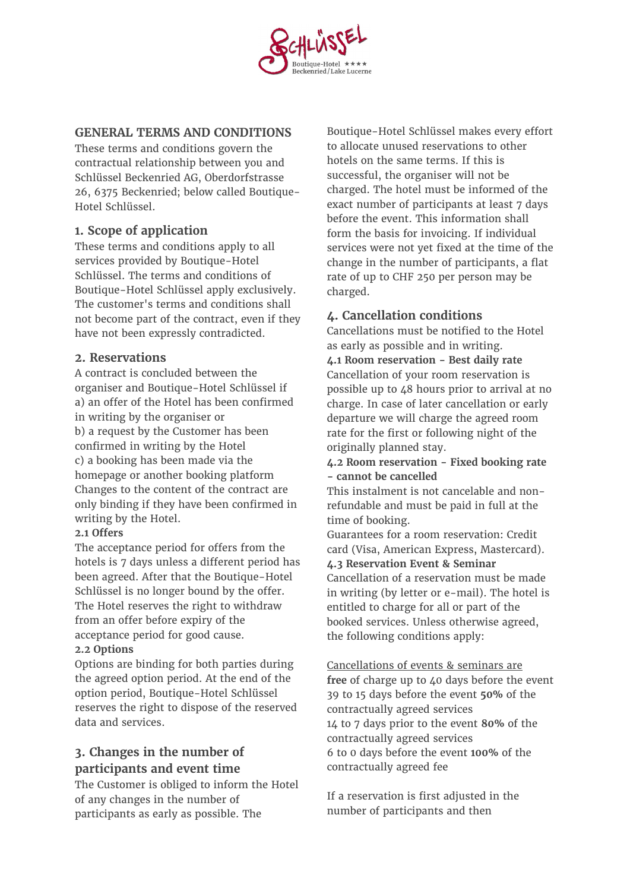## GENERAL TERMS AND CONDITIONS

These terms and conditions govern the contractual relationship between you and Schlüssel Beckenried AG, Oberdorfstrasse 26, 6375 Beckenried; below called Boutique-Hotel Schlüssel.

### 1. Scope of application

These terms and conditions apply to all services provided by Boutique-Hotel Schlüssel. The terms and conditions of Boutique-Hotel Schlüssel apply exclusively. The customer's terms and conditions shall not become part of the contract, even if they have not been expressly contradicted.

### 2. Reservations

A contract is concluded between the organiser and Boutique-Hotel Schlüssel if
a) an offer of the Hotel has been confirmed in writing by the organiser or
b) a request by the Customer has been confirmed in writing by the Hotel
c) a booking has been made via the homepage or another booking platform
Changes to the content of the contract are only binding if they have been confirmed in writing by the Hotel.

**2.1 Offers**

The acceptance period for offers from the hotels is 7 days unless a different period has been agreed. After that the Boutique-Hotel Schlüssel is no longer bound by the offer. The Hotel reserves the right to withdraw from an offer before expiry of the acceptance period for good cause.

**2.2 Options**

Options are binding for both parties during the agreed option period. At the end of the option period, Boutique-Hotel Schlüssel reserves the right to dispose of the reserved data and services.

### 3. Changes in the number of participants and event time

The Customer is obliged to inform the Hotel of any changes in the number of participants as early as possible. The Boutique-Hotel Schlüssel makes every effort to allocate unused reservations to other hotels on the same terms. If this is successful, the organiser will not be charged. The hotel must be informed of the exact number of participants at least 7 days before the event. This information shall form the basis for invoicing. If individual services were not yet fixed at the time of the change in the number of participants, a flat rate of up to CHF 250 per person may be charged.

### 4. Cancellation conditions

Cancellations must be notified to the Hotel as early as possible and in writing.

**4.1 Room reservation - Best daily rate**

Cancellation of your room reservation is possible up to 48 hours prior to arrival at no charge. In case of later cancellation or early departure we will charge the agreed room rate for the first or following night of the originally planned stay.

**4.2 Room reservation - Fixed booking rate - cannot be cancelled**

This instalment is not cancelable and non-refundable and must be paid in full at the time of booking.

Guarantees for a room reservation: Credit card (Visa, American Express, Mastercard).

**4.3 Reservation Event & Seminar**

Cancellation of a reservation must be made in writing (by letter or e-mail). The hotel is entitled to charge for all or part of the booked services. Unless otherwise agreed, the following conditions apply:

Cancellations of events & seminars are **free** of charge up to 40 days before the event
39 to 15 days before the event **50%** of the contractually agreed services
14 to 7 days prior to the event **80%** of the contractually agreed services
6 to 0 days before the event **100%** of the contractually agreed fee

If a reservation is first adjusted in the number of participants and then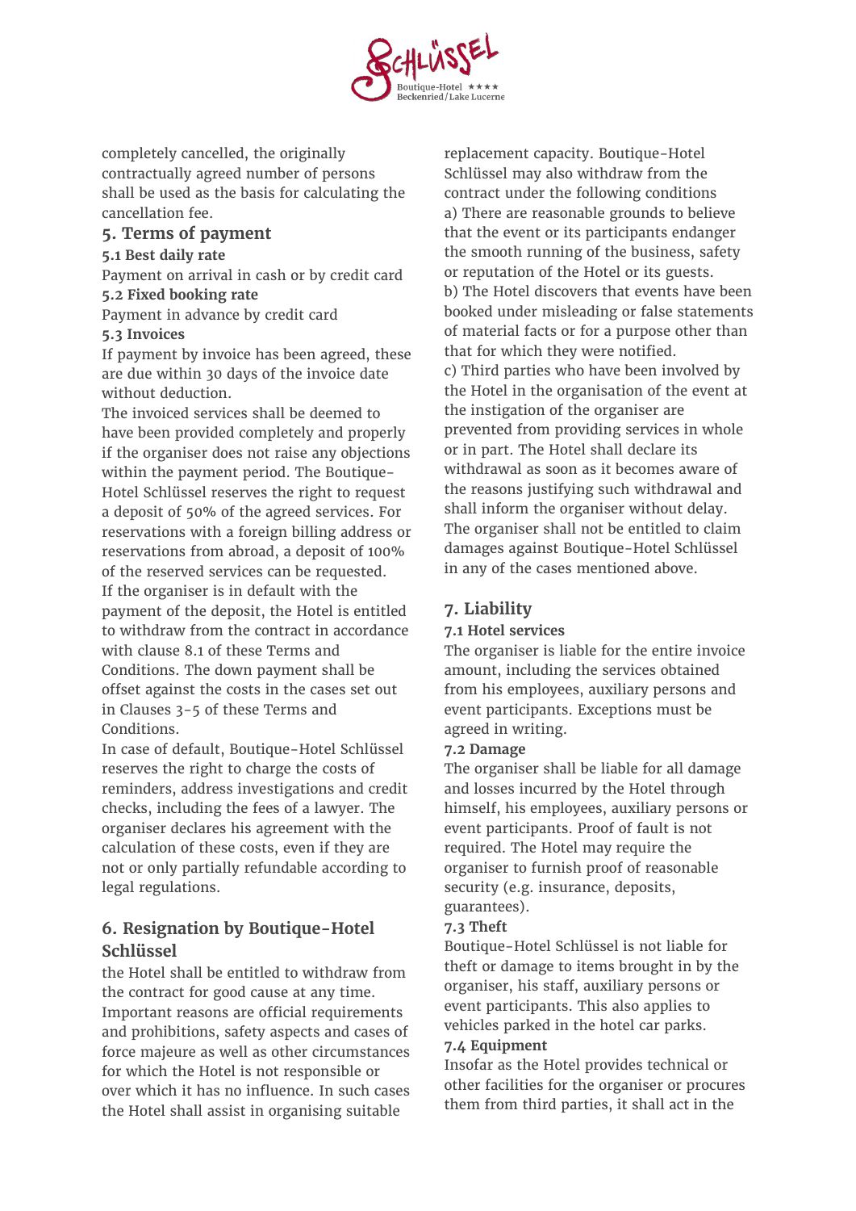completely cancelled, the originally contractually agreed number of persons shall be used as the basis for calculating the cancellation fee.

## 5. Terms of payment

### 5.1 Best daily rate

Payment on arrival in cash or by credit card

### 5.2 Fixed booking rate

Payment in advance by credit card

### 5.3 Invoices

If payment by invoice has been agreed, these are due within 30 days of the invoice date without deduction.

The invoiced services shall be deemed to have been provided completely and properly if the organiser does not raise any objections within the payment period. The Boutique-Hotel Schlüssel reserves the right to request a deposit of 50% of the agreed services. For reservations with a foreign billing address or reservations from abroad, a deposit of 100% of the reserved services can be requested. If the organiser is in default with the payment of the deposit, the Hotel is entitled to withdraw from the contract in accordance with clause 8.1 of these Terms and Conditions. The down payment shall be offset against the costs in the cases set out in Clauses 3-5 of these Terms and Conditions.

In case of default, Boutique-Hotel Schlüssel reserves the right to charge the costs of reminders, address investigations and credit checks, including the fees of a lawyer. The organiser declares his agreement with the calculation of these costs, even if they are not or only partially refundable according to legal regulations.

## 6. Resignation by Boutique-Hotel Schlüssel

the Hotel shall be entitled to withdraw from the contract for good cause at any time. Important reasons are official requirements and prohibitions, safety aspects and cases of force majeure as well as other circumstances for which the Hotel is not responsible or over which it has no influence. In such cases the Hotel shall assist in organising suitable replacement capacity. Boutique-Hotel Schlüssel may also withdraw from the contract under the following conditions

a) There are reasonable grounds to believe that the event or its participants endanger the smooth running of the business, safety or reputation of the Hotel or its guests.

b) The Hotel discovers that events have been booked under misleading or false statements of material facts or for a purpose other than that for which they were notified.

c) Third parties who have been involved by the Hotel in the organisation of the event at the instigation of the organiser are prevented from providing services in whole or in part. The Hotel shall declare its withdrawal as soon as it becomes aware of the reasons justifying such withdrawal and shall inform the organiser without delay. The organiser shall not be entitled to claim damages against Boutique-Hotel Schlüssel in any of the cases mentioned above.

## 7. Liability

### 7.1 Hotel services

The organiser is liable for the entire invoice amount, including the services obtained from his employees, auxiliary persons and event participants. Exceptions must be agreed in writing.

### 7.2 Damage

The organiser shall be liable for all damage and losses incurred by the Hotel through himself, his employees, auxiliary persons or event participants. Proof of fault is not required. The Hotel may require the organiser to furnish proof of reasonable security (e.g. insurance, deposits, guarantees).

### 7.3 Theft

Boutique-Hotel Schlüssel is not liable for theft or damage to items brought in by the organiser, his staff, auxiliary persons or event participants. This also applies to vehicles parked in the hotel car parks.

### 7.4 Equipment

Insofar as the Hotel provides technical or other facilities for the organiser or procures them from third parties, it shall act in the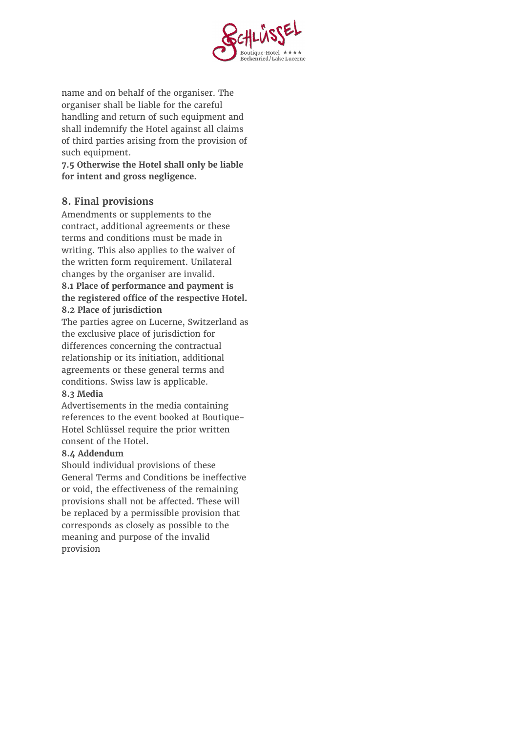name and on behalf of the organiser. The organiser shall be liable for the careful handling and return of such equipment and shall indemnify the Hotel against all claims of third parties arising from the provision of such equipment.

**7.5 Otherwise the Hotel shall only be liable for intent and gross negligence.**

## 8. Final provisions

Amendments or supplements to the contract, additional agreements or these terms and conditions must be made in writing. This also applies to the waiver of the written form requirement. Unilateral changes by the organiser are invalid.

**8.1 Place of performance and payment is the registered office of the respective Hotel.**

**8.2 Place of jurisdiction**

The parties agree on Lucerne, Switzerland as the exclusive place of jurisdiction for differences concerning the contractual relationship or its initiation, additional agreements or these general terms and conditions. Swiss law is applicable.

**8.3 Media**

Advertisements in the media containing references to the event booked at Boutique-Hotel Schlüssel require the prior written consent of the Hotel.

**8.4 Addendum**

Should individual provisions of these General Terms and Conditions be ineffective or void, the effectiveness of the remaining provisions shall not be affected. These will be replaced by a permissible provision that corresponds as closely as possible to the meaning and purpose of the invalid provision